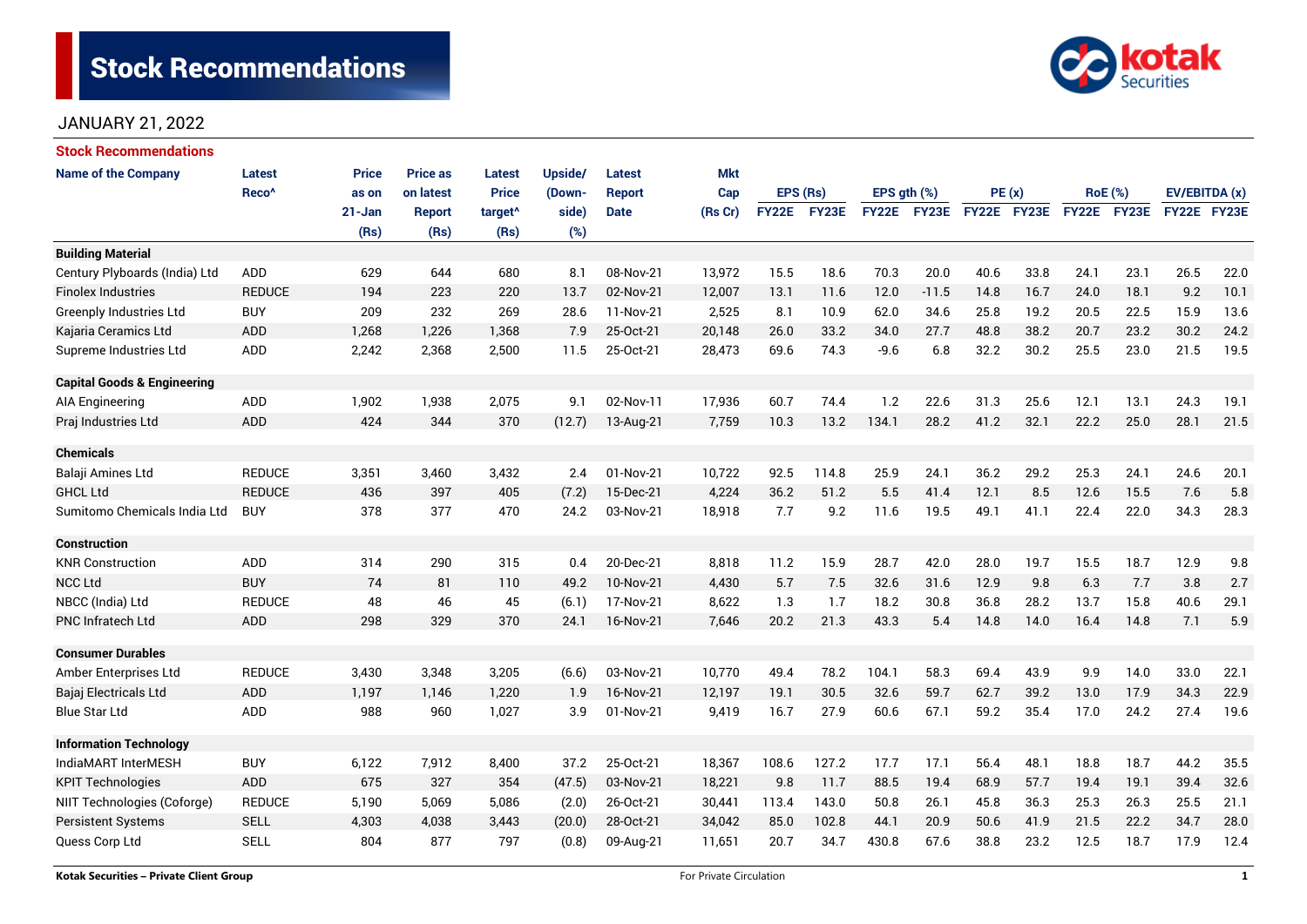# Stock Recommendations

JANUARY 21, 2022

## Stock Recommendations

| Name of the Company | Latest Reco^ | Price as on 21-Jan (Rs) | Price as on latest Report (Rs) | Latest Price target^ (Rs) | Upside/ (Down-side) (%) | Latest Report Date | Mkt Cap (Rs Cr) | EPS (Rs) | | EPS gth (%) | | PE (x) | | RoE (%) | | EV/EBITDA (x) | |
|---|---|---|---|---|---|---|---|---|---|---|---|---|---|---|---|---|---|
| | | | | | | | | FY22E | FY23E | FY22E | FY23E | FY22E | FY23E | FY22E | FY23E | FY22E | FY23E |
| **Building Material** | | | | | | | | | | | | | | | | | |
| Century Plyboards (India) Ltd | ADD | 629 | 644 | 680 | 8.1 | 08-Nov-21 | 13,972 | 15.5 | 18.6 | 70.3 | 20.0 | 40.6 | 33.8 | 24.1 | 23.1 | 26.5 | 22.0 |
| Finolex Industries | REDUCE | 194 | 223 | 220 | 13.7 | 02-Nov-21 | 12,007 | 13.1 | 11.6 | 12.0 | -11.5 | 14.8 | 16.7 | 24.0 | 18.1 | 9.2 | 10.1 |
| Greenply Industries Ltd | BUY | 209 | 232 | 269 | 28.6 | 11-Nov-21 | 2,525 | 8.1 | 10.9 | 62.0 | 34.6 | 25.8 | 19.2 | 20.5 | 22.5 | 15.9 | 13.6 |
| Kajaria Ceramics Ltd | ADD | 1,268 | 1,226 | 1,368 | 7.9 | 25-Oct-21 | 20,148 | 26.0 | 33.2 | 34.0 | 27.7 | 48.8 | 38.2 | 20.7 | 23.2 | 30.2 | 24.2 |
| Supreme Industries Ltd | ADD | 2,242 | 2,368 | 2,500 | 11.5 | 25-Oct-21 | 28,473 | 69.6 | 74.3 | -9.6 | 6.8 | 32.2 | 30.2 | 25.5 | 23.0 | 21.5 | 19.5 |
| **Capital Goods & Engineering** | | | | | | | | | | | | | | | | | |
| AIA Engineering | ADD | 1,902 | 1,938 | 2,075 | 9.1 | 02-Nov-11 | 17,936 | 60.7 | 74.4 | 1.2 | 22.6 | 31.3 | 25.6 | 12.1 | 13.1 | 24.3 | 19.1 |
| Praj Industries Ltd | ADD | 424 | 344 | 370 | (12.7) | 13-Aug-21 | 7,759 | 10.3 | 13.2 | 134.1 | 28.2 | 41.2 | 32.1 | 22.2 | 25.0 | 28.1 | 21.5 |
| **Chemicals** | | | | | | | | | | | | | | | | | |
| Balaji Amines Ltd | REDUCE | 3,351 | 3,460 | 3,432 | 2.4 | 01-Nov-21 | 10,722 | 92.5 | 114.8 | 25.9 | 24.1 | 36.2 | 29.2 | 25.3 | 24.1 | 24.6 | 20.1 |
| GHCL Ltd | REDUCE | 436 | 397 | 405 | (7.2) | 15-Dec-21 | 4,224 | 36.2 | 51.2 | 5.5 | 41.4 | 12.1 | 8.5 | 12.6 | 15.5 | 7.6 | 5.8 |
| Sumitomo Chemicals India Ltd | BUY | 378 | 377 | 470 | 24.2 | 03-Nov-21 | 18,918 | 7.7 | 9.2 | 11.6 | 19.5 | 49.1 | 41.1 | 22.4 | 22.0 | 34.3 | 28.3 |
| **Construction** | | | | | | | | | | | | | | | | | |
| KNR Construction | ADD | 314 | 290 | 315 | 0.4 | 20-Dec-21 | 8,818 | 11.2 | 15.9 | 28.7 | 42.0 | 28.0 | 19.7 | 15.5 | 18.7 | 12.9 | 9.8 |
| NCC Ltd | BUY | 74 | 81 | 110 | 49.2 | 10-Nov-21 | 4,430 | 5.7 | 7.5 | 32.6 | 31.6 | 12.9 | 9.8 | 6.3 | 7.7 | 3.8 | 2.7 |
| NBCC (India) Ltd | REDUCE | 48 | 46 | 45 | (6.1) | 17-Nov-21 | 8,622 | 1.3 | 1.7 | 18.2 | 30.8 | 36.8 | 28.2 | 13.7 | 15.8 | 40.6 | 29.1 |
| PNC Infratech Ltd | ADD | 298 | 329 | 370 | 24.1 | 16-Nov-21 | 7,646 | 20.2 | 21.3 | 43.3 | 5.4 | 14.8 | 14.0 | 16.4 | 14.8 | 7.1 | 5.9 |
| **Consumer Durables** | | | | | | | | | | | | | | | | | |
| Amber Enterprises Ltd | REDUCE | 3,430 | 3,348 | 3,205 | (6.6) | 03-Nov-21 | 10,770 | 49.4 | 78.2 | 104.1 | 58.3 | 69.4 | 43.9 | 9.9 | 14.0 | 33.0 | 22.1 |
| Bajaj Electricals Ltd | ADD | 1,197 | 1,146 | 1,220 | 1.9 | 16-Nov-21 | 12,197 | 19.1 | 30.5 | 32.6 | 59.7 | 62.7 | 39.2 | 13.0 | 17.9 | 34.3 | 22.9 |
| Blue Star Ltd | ADD | 988 | 960 | 1,027 | 3.9 | 01-Nov-21 | 9,419 | 16.7 | 27.9 | 60.6 | 67.1 | 59.2 | 35.4 | 17.0 | 24.2 | 27.4 | 19.6 |
| **Information Technology** | | | | | | | | | | | | | | | | | |
| IndiaMART InterMESH | BUY | 6,122 | 7,912 | 8,400 | 37.2 | 25-Oct-21 | 18,367 | 108.6 | 127.2 | 17.7 | 17.1 | 56.4 | 48.1 | 18.8 | 18.7 | 44.2 | 35.5 |
| KPIT Technologies | ADD | 675 | 327 | 354 | (47.5) | 03-Nov-21 | 18,221 | 9.8 | 11.7 | 88.5 | 19.4 | 68.9 | 57.7 | 19.4 | 19.1 | 39.4 | 32.6 |
| NIIT Technologies (Coforge) | REDUCE | 5,190 | 5,069 | 5,086 | (2.0) | 26-Oct-21 | 30,441 | 113.4 | 143.0 | 50.8 | 26.1 | 45.8 | 36.3 | 25.3 | 26.3 | 25.5 | 21.1 |
| Persistent Systems | SELL | 4,303 | 4,038 | 3,443 | (20.0) | 28-Oct-21 | 34,042 | 85.0 | 102.8 | 44.1 | 20.9 | 50.6 | 41.9 | 21.5 | 22.2 | 34.7 | 28.0 |
| Quess Corp Ltd | SELL | 804 | 877 | 797 | (0.8) | 09-Aug-21 | 11,651 | 20.7 | 34.7 | 430.8 | 67.6 | 38.8 | 23.2 | 12.5 | 18.7 | 17.9 | 12.4 |

Kotak Securities – Private Client Group | For Private Circulation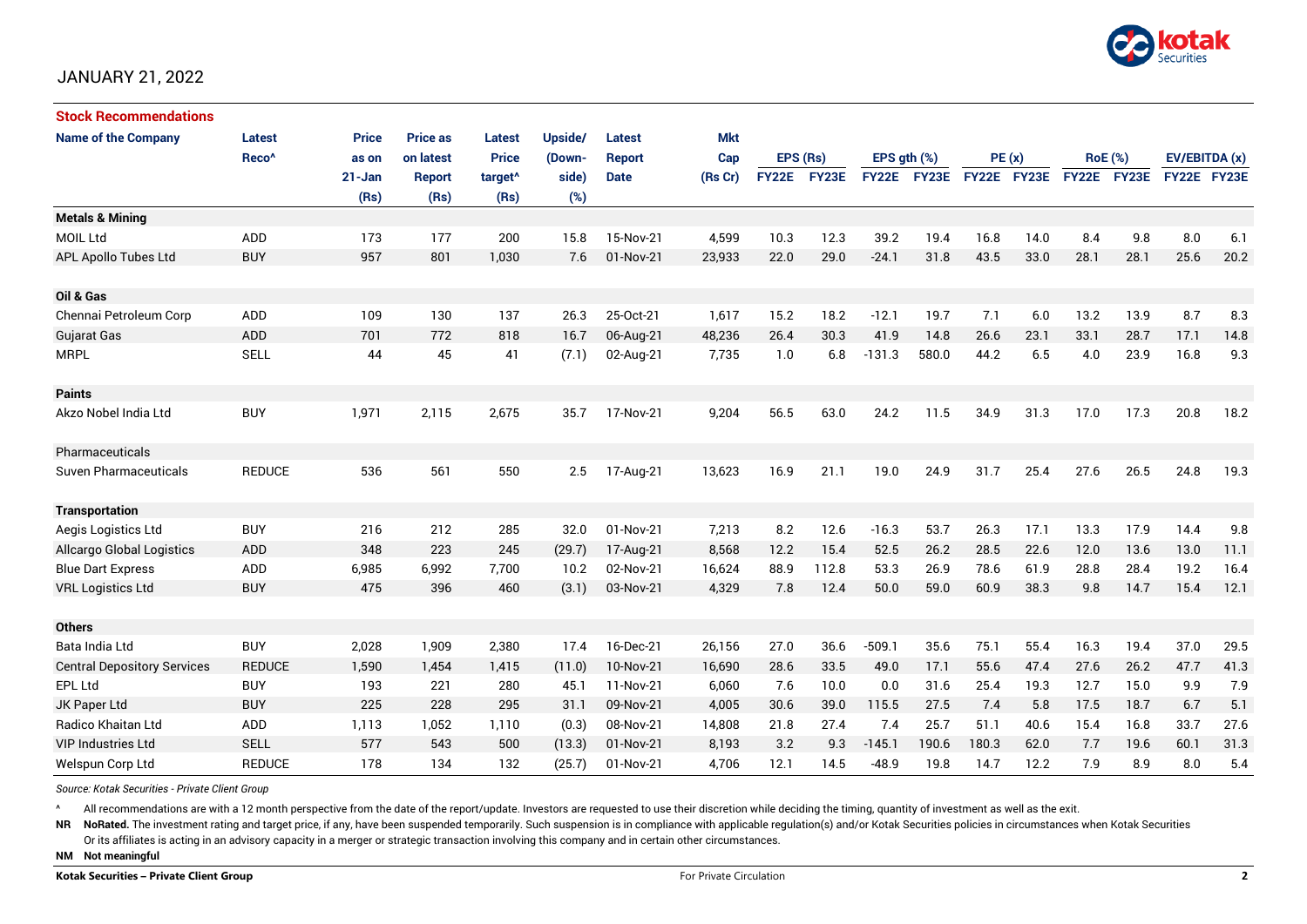JANUARY 21, 2022

## Stock Recommendations

| Name of the Company | Latest Reco^ | Price as on 21-Jan (Rs) | Price as on latest Report (Rs) | Latest Price target^ (Rs) | Upside/ (Down-side) (%) | Latest Report Date | Mkt Cap (Rs Cr) | EPS (Rs) | | EPS gth (%) | | PE (x) | | RoE (%) | | EV/EBITDA (x) | |
|---|---|---|---|---|---|---|---|---|---|---|---|---|---|---|---|---|---|
| | | | | | | | | FY22E | FY23E | FY22E | FY23E | FY22E | FY23E | FY22E | FY23E | FY22E | FY23E |
| **Metals & Mining** | | | | | | | | | | | | | | | | | |
| MOIL Ltd | ADD | 173 | 177 | 200 | 15.8 | 15-Nov-21 | 4,599 | 10.3 | 12.3 | 39.2 | 19.4 | 16.8 | 14.0 | 8.4 | 9.8 | 8.0 | 6.1 |
| APL Apollo Tubes Ltd | BUY | 957 | 801 | 1,030 | 7.6 | 01-Nov-21 | 23,933 | 22.0 | 29.0 | -24.1 | 31.8 | 43.5 | 33.0 | 28.1 | 28.1 | 25.6 | 20.2 |
| **Oil & Gas** | | | | | | | | | | | | | | | | | |
| Chennai Petroleum Corp | ADD | 109 | 130 | 137 | 26.3 | 25-Oct-21 | 1,617 | 15.2 | 18.2 | -12.1 | 19.7 | 7.1 | 6.0 | 13.2 | 13.9 | 8.7 | 8.3 |
| Gujarat Gas | ADD | 701 | 772 | 818 | 16.7 | 06-Aug-21 | 48,236 | 26.4 | 30.3 | 41.9 | 14.8 | 26.6 | 23.1 | 33.1 | 28.7 | 17.1 | 14.8 |
| MRPL | SELL | 44 | 45 | 41 | (7.1) | 02-Aug-21 | 7,735 | 1.0 | 6.8 | -131.3 | 580.0 | 44.2 | 6.5 | 4.0 | 23.9 | 16.8 | 9.3 |
| **Paints** | | | | | | | | | | | | | | | | | |
| Akzo Nobel India Ltd | BUY | 1,971 | 2,115 | 2,675 | 35.7 | 17-Nov-21 | 9,204 | 56.5 | 63.0 | 24.2 | 11.5 | 34.9 | 31.3 | 17.0 | 17.3 | 20.8 | 18.2 |
| Pharmaceuticals | | | | | | | | | | | | | | | | | |
| Suven Pharmaceuticals | REDUCE | 536 | 561 | 550 | 2.5 | 17-Aug-21 | 13,623 | 16.9 | 21.1 | 19.0 | 24.9 | 31.7 | 25.4 | 27.6 | 26.5 | 24.8 | 19.3 |
| **Transportation** | | | | | | | | | | | | | | | | | |
| Aegis Logistics Ltd | BUY | 216 | 212 | 285 | 32.0 | 01-Nov-21 | 7,213 | 8.2 | 12.6 | -16.3 | 53.7 | 26.3 | 17.1 | 13.3 | 17.9 | 14.4 | 9.8 |
| Allcargo Global Logistics | ADD | 348 | 223 | 245 | (29.7) | 17-Aug-21 | 8,568 | 12.2 | 15.4 | 52.5 | 26.2 | 28.5 | 22.6 | 12.0 | 13.6 | 13.0 | 11.1 |
| Blue Dart Express | ADD | 6,985 | 6,992 | 7,700 | 10.2 | 02-Nov-21 | 16,624 | 88.9 | 112.8 | 53.3 | 26.9 | 78.6 | 61.9 | 28.8 | 28.4 | 19.2 | 16.4 |
| VRL Logistics Ltd | BUY | 475 | 396 | 460 | (3.1) | 03-Nov-21 | 4,329 | 7.8 | 12.4 | 50.0 | 59.0 | 60.9 | 38.3 | 9.8 | 14.7 | 15.4 | 12.1 |
| **Others** | | | | | | | | | | | | | | | | | |
| Bata India Ltd | BUY | 2,028 | 1,909 | 2,380 | 17.4 | 16-Dec-21 | 26,156 | 27.0 | 36.6 | -509.1 | 35.6 | 75.1 | 55.4 | 16.3 | 19.4 | 37.0 | 29.5 |
| Central Depository Services | REDUCE | 1,590 | 1,454 | 1,415 | (11.0) | 10-Nov-21 | 16,690 | 28.6 | 33.5 | 49.0 | 17.1 | 55.6 | 47.4 | 27.6 | 26.2 | 47.7 | 41.3 |
| EPL Ltd | BUY | 193 | 221 | 280 | 45.1 | 11-Nov-21 | 6,060 | 7.6 | 10.0 | 0.0 | 31.6 | 25.4 | 19.3 | 12.7 | 15.0 | 9.9 | 7.9 |
| JK Paper Ltd | BUY | 225 | 228 | 295 | 31.1 | 09-Nov-21 | 4,005 | 30.6 | 39.0 | 115.5 | 27.5 | 7.4 | 5.8 | 17.5 | 18.7 | 6.7 | 5.1 |
| Radico Khaitan Ltd | ADD | 1,113 | 1,052 | 1,110 | (0.3) | 08-Nov-21 | 14,808 | 21.8 | 27.4 | 7.4 | 25.7 | 51.1 | 40.6 | 15.4 | 16.8 | 33.7 | 27.6 |
| VIP Industries Ltd | SELL | 577 | 543 | 500 | (13.3) | 01-Nov-21 | 8,193 | 3.2 | 9.3 | -145.1 | 190.6 | 180.3 | 62.0 | 7.7 | 19.6 | 60.1 | 31.3 |
| Welspun Corp Ltd | REDUCE | 178 | 134 | 132 | (25.7) | 01-Nov-21 | 4,706 | 12.1 | 14.5 | -48.9 | 19.8 | 14.7 | 12.2 | 7.9 | 8.9 | 8.0 | 5.4 |

*Source: Kotak Securities - Private Client Group*

^ All recommendations are with a 12 month perspective from the date of the report/update. Investors are requested to use their discretion while deciding the timing, quantity of investment as well as the exit.

**NR** **NoRated.** The investment rating and target price, if any, have been suspended temporarily. Such suspension is in compliance with applicable regulation(s) and/or Kotak Securities policies in circumstances when Kotak Securities Or its affiliates is acting in an advisory capacity in a merger or strategic transaction involving this company and in certain other circumstances.

**NM** **Not meaningful**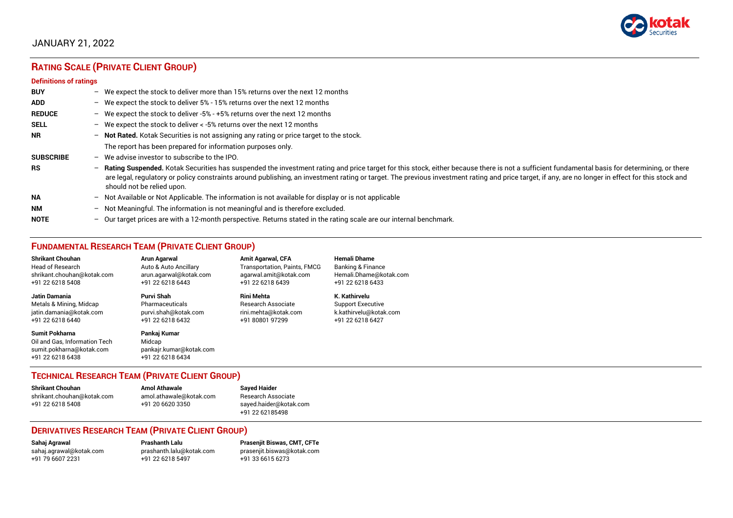JANUARY 21, 2022

## RATING SCALE (PRIVATE CLIENT GROUP)

**Definitions of ratings**

**BUY** – We expect the stock to deliver more than 15% returns over the next 12 months

**ADD** – We expect the stock to deliver 5% - 15% returns over the next 12 months

**REDUCE** – We expect the stock to deliver -5% - +5% returns over the next 12 months

**SELL** – We expect the stock to deliver < -5% returns over the next 12 months

**NR** – **Not Rated.** Kotak Securities is not assigning any rating or price target to the stock. The report has been prepared for information purposes only.

**SUBSCRIBE** – We advise investor to subscribe to the IPO.

**RS** – **Rating Suspended.** Kotak Securities has suspended the investment rating and price target for this stock, either because there is not a sufficient fundamental basis for determining, or there are legal, regulatory or policy constraints around publishing, an investment rating or target. The previous investment rating and price target, if any, are no longer in effect for this stock and should not be relied upon.

**NA** – Not Available or Not Applicable. The information is not available for display or is not applicable

**NM** – Not Meaningful. The information is not meaningful and is therefore excluded.

**NOTE** – Our target prices are with a 12-month perspective. Returns stated in the rating scale are our internal benchmark.

## FUNDAMENTAL RESEARCH TEAM (PRIVATE CLIENT GROUP)

**Shrikant Chouhan**
Head of Research
shrikant.chouhan@kotak.com
+91 22 6218 5408

**Arun Agarwal**
Auto & Auto Ancillary
arun.agarwal@kotak.com
+91 22 6218 6443

**Amit Agarwal, CFA**
Transportation, Paints, FMCG
agarwal.amit@kotak.com
+91 22 6218 6439

**Hemali Dhame**
Banking & Finance
Hemali.Dhame@kotak.com
+91 22 6218 6433

**Jatin Damania**
Metals & Mining, Midcap
jatin.damania@kotak.com
+91 22 6218 6440

**Purvi Shah**
Pharmaceuticals
purvi.shah@kotak.com
+91 22 6218 6432

**Rini Mehta**
Research Associate
rini.mehta@kotak.com
+91 80801 97299

**K. Kathirvelu**
Support Executive
k.kathirvelu@kotak.com
+91 22 6218 6427

**Sumit Pokharna**
Oil and Gas, Information Tech
sumit.pokharna@kotak.com
+91 22 6218 6438

**Pankaj Kumar**
Midcap
pankajr.kumar@kotak.com
+91 22 6218 6434

## TECHNICAL RESEARCH TEAM (PRIVATE CLIENT GROUP)

**Shrikant Chouhan**
shrikant.chouhan@kotak.com
+91 22 6218 5408

**Amol Athawale**
amol.athawale@kotak.com
+91 20 6620 3350

**Sayed Haider**
Research Associate
sayed.haider@kotak.com
+91 22 62185498

## DERIVATIVES RESEARCH TEAM (PRIVATE CLIENT GROUP)

**Sahaj Agrawal**
sahaj.agrawal@kotak.com
+91 79 6607 2231

**Prashanth Lalu**
prashanth.lalu@kotak.com
+91 22 6218 5497

**Prasenjit Biswas, CMT, CFTe**
prasenjit.biswas@kotak.com
+91 33 6615 6273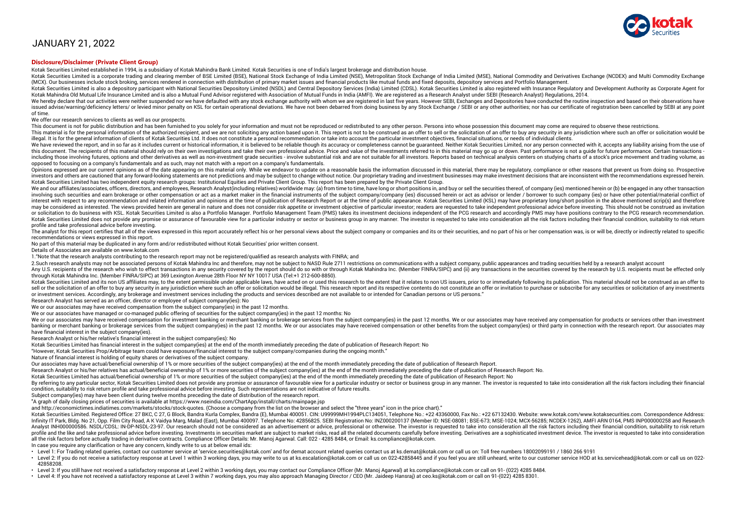# JANUARY 21, 2022

### Disclosure/Disclaimer (Private Client Group)

Kotak Securities Limited established in 1994, is a subsidiary of Kotak Mahindra Bank Limited. Kotak Securities is one of India's largest brokerage and distribution house.

Kotak Securities Limited is a corporate trading and clearing member of BSE Limited (BSE), National Stock Exchange of India Limited (NSE), Metropolitan Stock Exchange of India Limited (MSE), National Commodity and Derivatives Exchange (NCDEX) and Multi Commodity Exchange (MCX). Our businesses include stock broking, services rendered in connection with distribution of primary market issues and financial products like mutual funds and fixed deposits, depository services and Portfolio Management.

Kotak Securities Limited is also a depository participant with National Securities Depository Limited (NSDL) and Central Depository Services (India) Limited (CDSL). Kotak Securities Limited is also registered with Insurance Regulatory and Development Authority as Corporate Agent for Kotak Mahindra Old Mutual Life Insurance Limited and is also a Mutual Fund Advisor registered with Association of Mutual Funds in India (AMFI). We are registered as a Research Analyst under SEBI (Research Analyst) Regulations, 2014.

We hereby declare that our activities were neither suspended nor we have defaulted with any stock exchange authority with whom we are registered in last five years. However SEBI, Exchanges and Depositories have conducted the routine inspection and based on their observations have issued advise/warning/deficiency letters/ or levied minor penalty on KSL for certain operational deviations. We have not been debarred from doing business by any Stock Exchange / SEBI or any other authorities; nor has our certificate of registration been cancelled by SEBI at any point of time.

We offer our research services to clients as well as our prospects.

This document is not for public distribution and has been furnished to you solely for your information and must not be reproduced or redistributed to any other person. Persons into whose possession this document may come are required to observe these restrictions.

This material is for the personal information of the authorized recipient, and we are not soliciting any action based upon it. This report is not to be construed as an offer to sell or the solicitation of an offer to buy any security in any jurisdiction where such an offer or solicitation would be illegal. It is for the general information of clients of Kotak Securities Ltd. It does not constitute a personal recommendation or take into account the particular investment objectives, financial situations, or needs of individual clients.

We have reviewed the report, and in so far as it includes current or historical information, it is believed to be reliable though its accuracy or completeness cannot be guaranteed. Neither Kotak Securities Limited, nor any person connected with it, accepts any liability arising from the use of this document. The recipients of this material should rely on their own investigations and take their own professional advice. Price and value of the investments referred to in this material may go up or down. Past performance is not a guide for future performance. Certain transactions - including those involving futures, options and other derivatives as well as non-investment grade securities - involve substantial risk and are not suitable for all investors. Reports based on technical analysis centers on studying charts of a stock's price movement and trading volume, as opposed to focusing on a company's fundamentals and as such, may not match with a report on a company's fundamentals.

Opinions expressed are our current opinions as of the date appearing on this material only. While we endeavor to update on a reasonable basis the information discussed in this material, there may be regulatory, compliance or other reasons that prevent us from doing so. Prospective investors and others are cautioned that any forward-looking statements are not predictions and may be subject to change without notice. Our proprietary trading and investment businesses may make investment decisions that are inconsistent with the recommendations expressed herein. Kotak Securities Limited has two independent equity research groups: Institutional Equities and Private Client Group. This report has been prepared by the Private Client Group.

We and our affiliates/associates, officers, directors, and employees, Research Analyst(including relatives) worldwide may: (a) from time to time, have long or short positions in, and buy or sell the securities thereof, of company (ies) mentioned herein or (b) be engaged in any other transaction involving such securities and earn brokerage or other compensation or act as a market maker in the financial instruments of the subject company/company (ies) discussed herein or act as advisor or lender / borrower to such company (ies) or have other potential/material conflict of interest with respect to any recommendation and related information and opinions at the time of publication of Research Report or at the time of public appearance. Kotak Securities Limited (KSL) may have proprietary long/short position in the above mentioned scrip(s) and therefore may be considered as interested. The views provided herein are general in nature and does not consider risk appetite or investment objective of particular investor; readers are requested to take independent professional advice before investing. This should not be construed as invitation or solicitation to do business with KSL. Kotak Securities Limited is also a Portfolio Manager. Portfolio Management Team (PMS) takes its investment decisions independent of the PCG research and accordingly PMS may have positions contrary to the PCG research recommendation. Kotak Securities Limited does not provide any promise or assurance of favourable view for a particular industry or sector or business group in any manner. The investor is requested to take into consideration all the risk factors including their financial condition, suitability to risk return profile and take professional advice before investing.

The analyst for this report certifies that all of the views expressed in this report accurately reflect his or her personal views about the subject company or companies and its or their securities, and no part of his or her compensation was, is or will be, directly or indirectly related to specific recommendations or views expressed in this report.

No part of this material may be duplicated in any form and/or redistributed without Kotak Securities' prior written consent.

Details of Associates are available on www.kotak.com

1."Note that the research analysts contributing to the research report may not be registered/qualified as research analysts with FINRA; and

2.Such research analysts may not be associated persons of Kotak Mahindra Inc and therefore, may not be subject to NASD Rule 2711 restrictions on communications with a subject company, public appearances and trading securities held by a research analyst account

Any U.S. recipients of the research who wish to effect transactions in any security covered by the report should do so with or through Kotak Mahindra Inc. (Member FINRA/SIPC) and (ii) any transactions in the securities covered by the research by U.S. recipients must be effected only through Kotak Mahindra Inc. (Member FINRA/SIPC) at 369 Lexington Avenue 28th Floor NY NY 10017 USA (Tel:+1 212-600-8850).

Kotak Securities Limited and its non US affiliates may, to the extent permissible under applicable laws, have acted on or used this research to the extent that it relates to non US issuers, prior to or immediately following its publication. This material should not be construed as an offer to sell or the solicitation of an offer to buy any security in any jurisdiction where such an offer or solicitation would be illegal. This research report and its respective contents do not constitute an offer or invitation to purchase or subscribe for any securities or solicitation of any investments or investment services. Accordingly, any brokerage and investment services including the products and services described are not available to or intended for Canadian persons or US persons."

Research Analyst has served as an officer, director or employee of subject company(ies): No

We or our associates may have received compensation from the subject company(ies) in the past 12 months.

We or our associates have managed or co-managed public offering of securities for the subject company(ies) in the past 12 months: No

We or our associates may have received compensation for investment banking or merchant banking or brokerage services from the subject company(ies) in the past 12 months. We or our associates may have received any compensation for products or services other than investment banking or merchant banking or brokerage services from the subject company(ies) in the past 12 months. We or our associates may have received compensation or other benefits from the subject company(ies) or third party in connection with the research report. Our associates may have financial interest in the subject company(ies).

Research Analyst or his/her relative's financial interest in the subject company(ies): No

Kotak Securities Limited has financial interest in the subject company(ies) at the end of the month immediately preceding the date of publication of Research Report: No

"However, Kotak Securities Prop/Arbitrage team could have exposure/financial interest to the subject company/companies during the ongoing month."

Nature of financial interest is holding of equity shares or derivatives of the subject company.

Our associates may have actual/beneficial ownership of 1% or more securities of the subject company(ies) at the end of the month immediately preceding the date of publication of Research Report.

Research Analyst or his/her relatives has actual/beneficial ownership of 1% or more securities of the subject company(ies) at the end of the month immediately preceding the date of publication of Research Report: No.

Kotak Securities Limited has actual/beneficial ownership of 1% or more securities of the subject company(ies) at the end of the month immediately preceding the date of publication of Research Report: No

By referring to any particular sector, Kotak Securities Limited does not provide any promise or assurance of favourable view for a particular industry or sector or business group in any manner. The investor is requested to take into consideration all the risk factors including their financial condition, suitability to risk return profile and take professional advice before investing. Such representations are not indicative of future results.

Subject company(ies) may have been client during twelve months preceding the date of distribution of the research report.

"A graph of daily closing prices of securities is available at https://www.nseindia.com/ChartApp/install/charts/mainpage.jsp

and http://economictimes.indiatimes.com/markets/stocks/stock-quotes. (Choose a company from the list on the browser and select the "three years" icon in the price chart)."

Kotak Securities Limited. Registered Office: 27 BKC, C 27, G Block, Bandra Kurla Complex, Bandra (E), Mumbai 400051. CIN: U99999MH1994PLC134051, Telephone No.: +22 43360000, Fax No.: +22 67132430. Website: www.kotak.com/www.kotaksecurities.com. Correspondence Address: Infinity IT Park, Bldg. No 21, Opp. Film City Road, A K Vaidya Marg, Malad (East), Mumbai 400097. Telephone No: 42856825. SEBI Registration No: INZ000200137 (Member ID: NSE-08081; BSE-673; MSE-1024; MCX-56285; NCDEX-1262), AMFI ARN 0164, PMS INP000000258 and Research Analyst INH000000586. NSDL/CDSL: IN-DP-NSDL-23-97. Our research should not be considered as an advertisement or advice, professional or otherwise. The investor is requested to take into consideration all the risk factors including their financial condition, suitability to risk return profile and the like and take professional advice before investing. Investments in securities market are subject to market risks, read all the related documents carefully before investing. Derivatives are a sophisticated investment device. The investor is requested to take into consideration all the risk factors before actually trading in derivative contracts. Compliance Officer Details: Mr. Manoj Agarwal. Call: 022 - 4285 8484, or Email: ks.compliance@kotak.com.

In case you require any clarification or have any concern, kindly write to us at below email ids:

- Level 1: For Trading related queries, contact our customer service at 'service.securities@kotak.com' and for demat account related queries contact us at ks.demat@kotak.com or call us on: Toll free numbers 18002099191 / 1860 266 9191
- Level 2: If you do not receive a satisfactory response at Level 1 within 3 working days, you may write to us at ks.escalation@kotak.com or call us on 022-42858445 and if you feel you are still unheard, write to our customer service HOD at ks.servicehead@kotak.com or call us on 022-42858208.
- Level 3: If you still have not received a satisfactory response at Level 2 within 3 working days, you may contact our Compliance Officer (Mr. Manoj Agarwal) at ks.compliance@kotak.com or call on 91- (022) 4285 8484.
- Level 4: If you have not received a satisfactory response at Level 3 within 7 working days, you may also approach Managing Director / CEO (Mr. Jaideep Hansraj) at ceo.ks@kotak.com or call on 91-(022) 4285 8301.